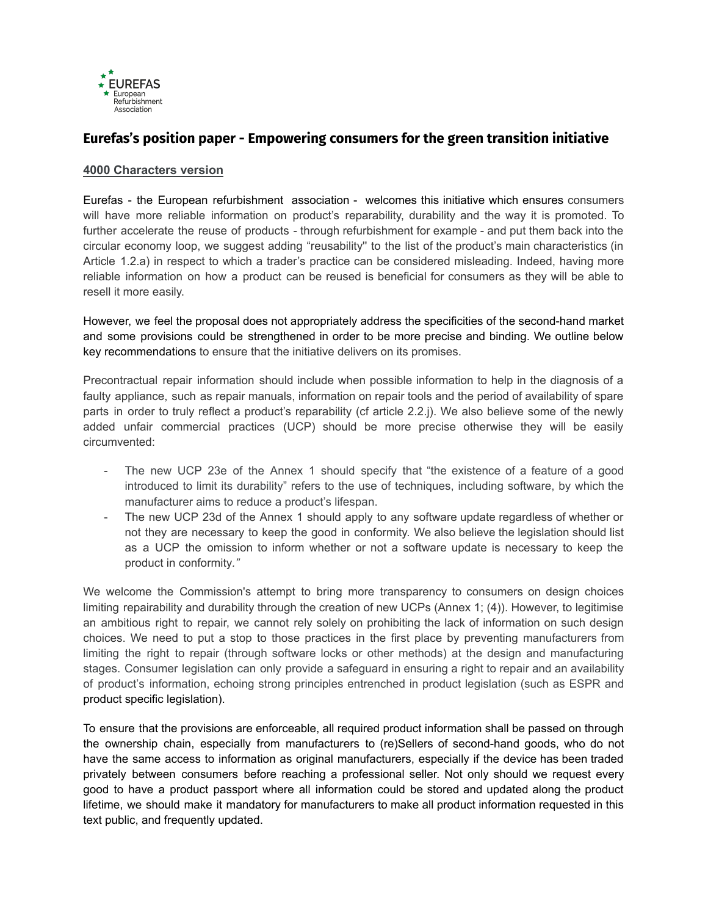EUREFAS
European Refurbishment Association

# Eurefas's position paper - Empowering consumers for the green transition initiative

## 4000 Characters version

Eurefas - the European refurbishment association - welcomes this initiative which ensures consumers will have more reliable information on product's reparability, durability and the way it is promoted. To further accelerate the reuse of products - through refurbishment for example - and put them back into the circular economy loop, we suggest adding "reusability" to the list of the product's main characteristics (in Article 1.2.a) in respect to which a trader's practice can be considered misleading. Indeed, having more reliable information on how a product can be reused is beneficial for consumers as they will be able to resell it more easily.

However, we feel the proposal does not appropriately address the specificities of the second-hand market and some provisions could be strengthened in order to be more precise and binding. We outline below key recommendations to ensure that the initiative delivers on its promises.

Precontractual repair information should include when possible information to help in the diagnosis of a faulty appliance, such as repair manuals, information on repair tools and the period of availability of spare parts in order to truly reflect a product's reparability (cf article 2.2.j). We also believe some of the newly added unfair commercial practices (UCP) should be more precise otherwise they will be easily circumvented:

- The new UCP 23e of the Annex 1 should specify that "the existence of a feature of a good introduced to limit its durability" refers to the use of techniques, including software, by which the manufacturer aims to reduce a product's lifespan.
- The new UCP 23d of the Annex 1 should apply to any software update regardless of whether or not they are necessary to keep the good in conformity. We also believe the legislation should list as a UCP the omission to inform whether or not a software update is necessary to keep the product in conformity."

We welcome the Commission's attempt to bring more transparency to consumers on design choices limiting repairability and durability through the creation of new UCPs (Annex 1; (4)). However, to legitimise an ambitious right to repair, we cannot rely solely on prohibiting the lack of information on such design choices. We need to put a stop to those practices in the first place by preventing manufacturers from limiting the right to repair (through software locks or other methods) at the design and manufacturing stages. Consumer legislation can only provide a safeguard in ensuring a right to repair and an availability of product's information, echoing strong principles entrenched in product legislation (such as ESPR and product specific legislation).

To ensure that the provisions are enforceable, all required product information shall be passed on through the ownership chain, especially from manufacturers to (re)Sellers of second-hand goods, who do not have the same access to information as original manufacturers, especially if the device has been traded privately between consumers before reaching a professional seller. Not only should we request every good to have a product passport where all information could be stored and updated along the product lifetime, we should make it mandatory for manufacturers to make all product information requested in this text public, and frequently updated.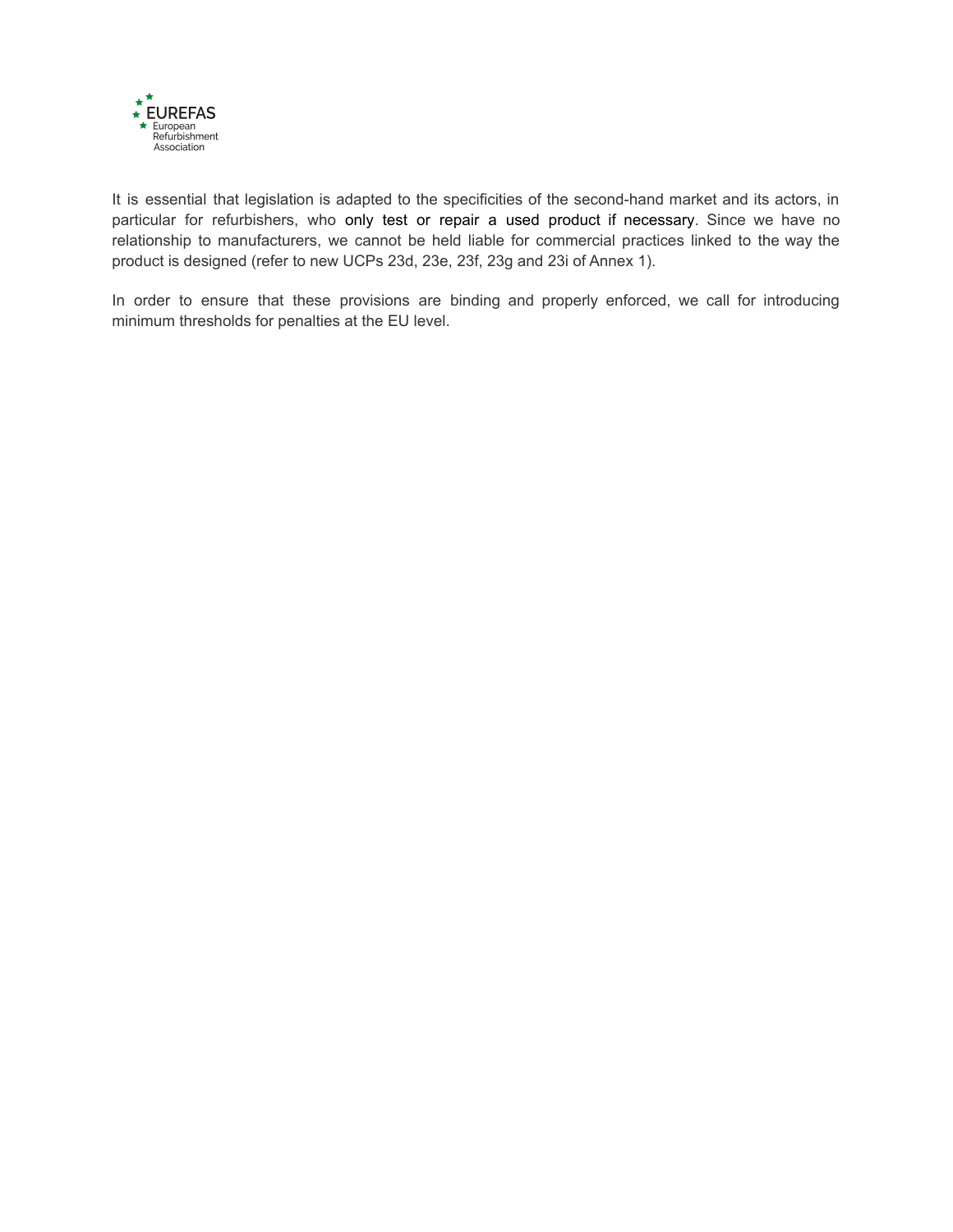It is essential that legislation is adapted to the specificities of the second-hand market and its actors, in particular for refurbishers, who only test or repair a used product if necessary. Since we have no relationship to manufacturers, we cannot be held liable for commercial practices linked to the way the product is designed (refer to new UCPs 23d, 23e, 23f, 23g and 23i of Annex 1).

In order to ensure that these provisions are binding and properly enforced, we call for introducing minimum thresholds for penalties at the EU level.